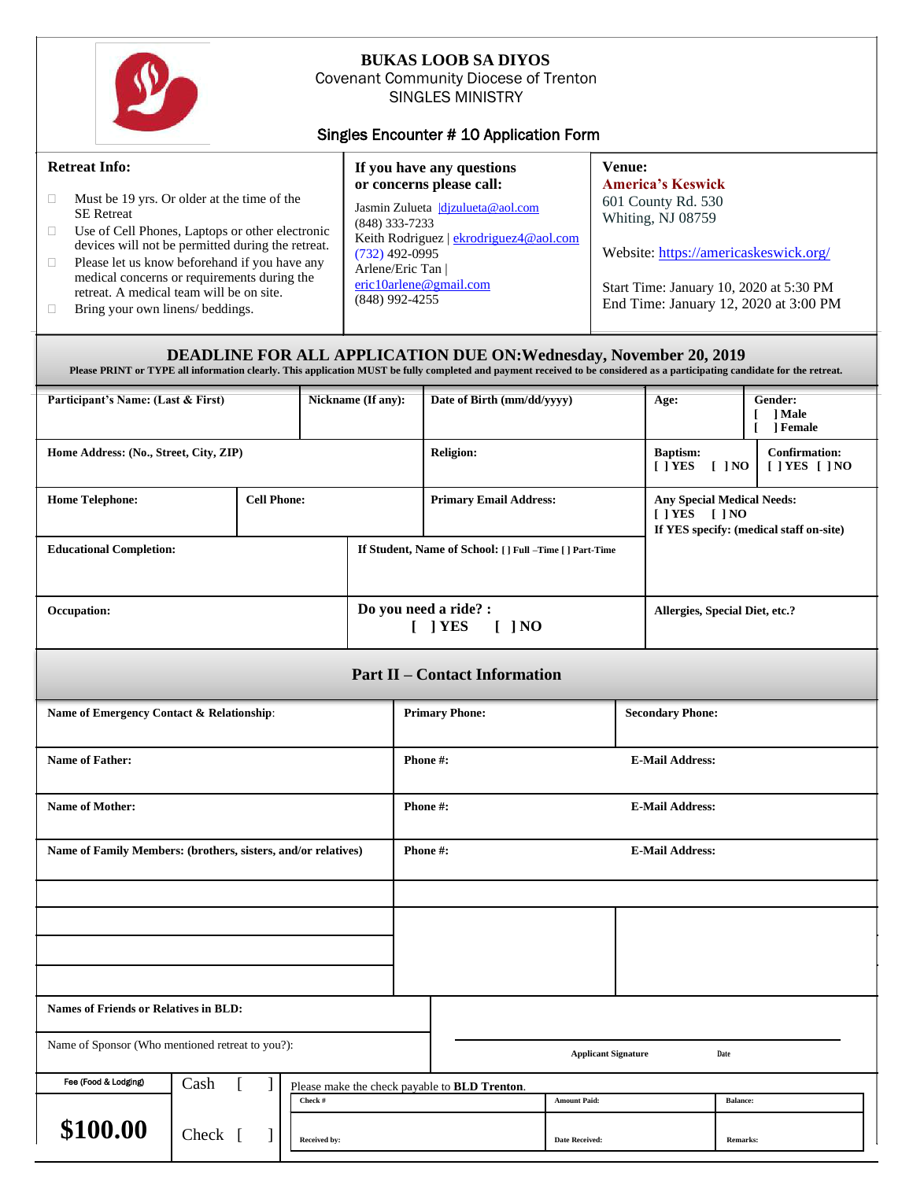# BUKAS LOOB SA DIYOS

Covenant Community Diocese of Trenton
SINGLES MINISTRY

## Singles Encounter # 10 Application Form

**Retreat Info:**

- Must be 19 yrs. Or older at the time of the SE Retreat
- Use of Cell Phones, Laptops or other electronic devices will not be permitted during the retreat.
- Please let us know beforehand if you have any medical concerns or requirements during the retreat. A medical team will be on site.
- Bring your own linens/ beddings.

**If you have any questions or concerns please call:**

Jasmin Zulueta |djzulueta@aol.com
(848) 333-7233
Keith Rodriguez | ekrodriguez4@aol.com
(732) 492-0995
Arlene/Eric Tan |
eric10arlene@gmail.com
(848) 992-4255

**Venue:**
**America's Keswick**
601 County Rd. 530
Whiting, NJ 08759

Website: https://americaskeswick.org/

Start Time: January 10, 2020 at 5:30 PM
End Time: January 12, 2020 at 3:00 PM

## DEADLINE FOR ALL APPLICATION DUE ON:Wednesday, November 20, 2019

**Please PRINT or TYPE all information clearly. This application MUST be fully completed and payment received to be considered as a participating candidate for the retreat.**

| | | | | |
|---|---|---|---|---|
| **Participant's Name: (Last & First)** | **Nickname (If any):** | **Date of Birth (mm/dd/yyyy)** | **Age:** | **Gender:** [ ] Male [ ] Female |
| **Home Address: (No., Street, City, ZIP)** | | **Religion:** | **Baptism:** [ ] YES [ ] NO | **Confirmation:** [ ] YES [ ] NO |
| **Home Telephone:** | **Cell Phone:** | **Primary Email Address:** | **Any Special Medical Needs:** [ ] YES [ ] NO If YES specify: (medical staff on-site) | |
| **Educational Completion:** | | **If Student, Name of School:** [ ] Full –Time [ ] Part-Time | | |
| **Occupation:** | | **Do you need a ride? :** [ ] YES [ ] NO | **Allergies, Special Diet, etc.?** | |

## Part II – Contact Information

| | | |
|---|---|---|
| **Name of Emergency Contact & Relationship:** | **Primary Phone:** | **Secondary Phone:** |
| **Name of Father:** | **Phone #:** | **E-Mail Address:** |
| **Name of Mother:** | **Phone #:** | **E-Mail Address:** |
| **Name of Family Members: (brothers, sisters, and/or relatives)** | **Phone #:** | **E-Mail Address:** |
| | | |
| | | |
| | | |
| | | |

| | |
|---|---|
| **Names of Friends or Relatives in BLD:** | |
| Name of Sponsor (Who mentioned retreat to you?): | **Applicant Signature** **Date** |

| | | | | |
|---|---|---|---|---|
| **Fee (Food & Lodging)** | Cash [ ] | Please make the check payable to **BLD Trenton**. | | |
| | | **Check #** | **Amount Paid:** | **Balance:** |
| **$100.00** | Check [ ] | **Received by:** | **Date Received:** | **Remarks:** |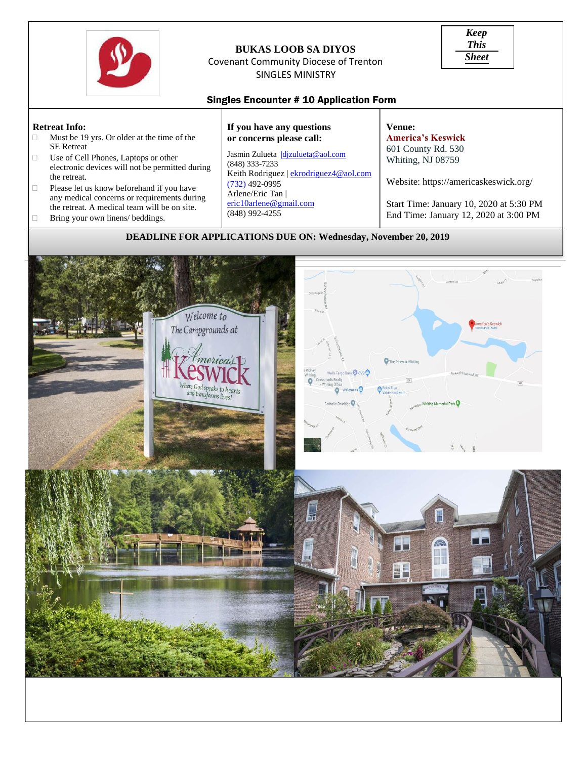**BUKAS LOOB SA DIYOS**

Covenant Community Diocese of Trenton

SINGLES MINISTRY

***Keep This Sheet***

## Singles Encounter # 10 Application Form

**Retreat Info:**

- Must be 19 yrs. Or older at the time of the SE Retreat
- Use of Cell Phones, Laptops or other electronic devices will not be permitted during the retreat.
- Please let us know beforehand if you have any medical concerns or requirements during the retreat. A medical team will be on site.
- Bring your own linens/ beddings.

**If you have any questions or concerns please call:**

Jasmin Zulueta |djzulueta@aol.com
(848) 333-7233
Keith Rodriguez | ekrodriguez4@aol.com
(732) 492-0995
Arlene/Eric Tan |
eric10arlene@gmail.com
(848) 992-4255

**Venue:**
**America's Keswick**
601 County Rd. 530
Whiting, NJ 08759

Website: https://americaskeswick.org/

Start Time: January 10, 2020 at 5:30 PM
End Time: January 12, 2020 at 3:00 PM

**DEADLINE FOR APPLICATIONS DUE ON: Wednesday, November 20, 2019**